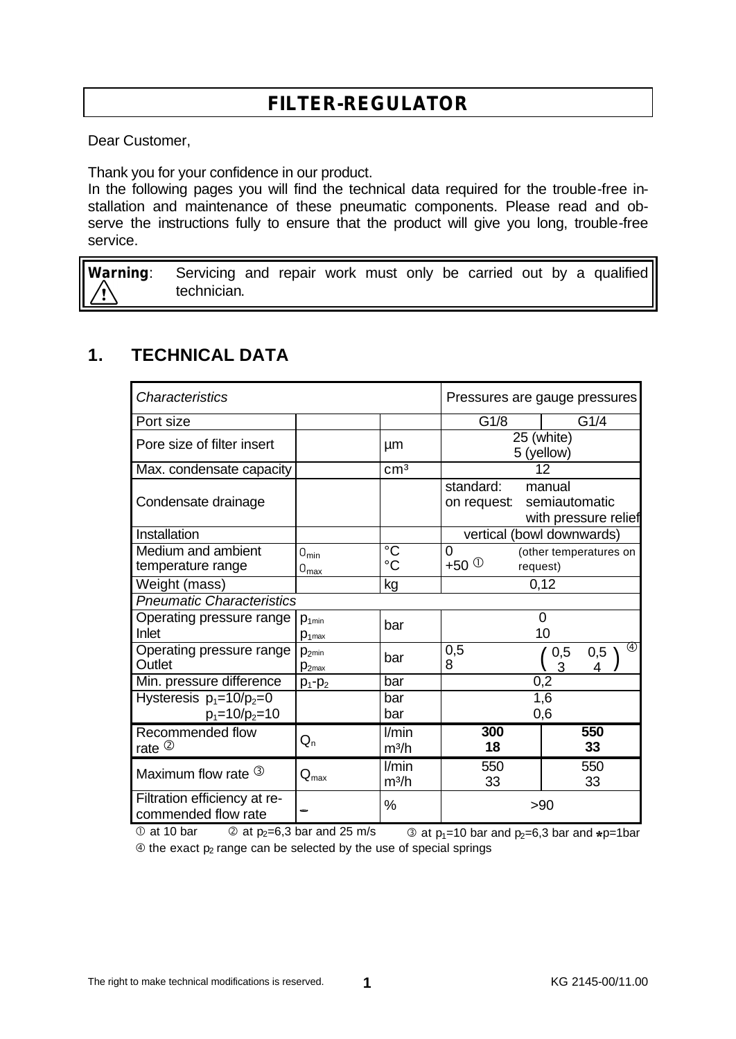# FILTER-REGULATOR

Dear Customer,

Thank you for your confidence in our product.
In the following pages you will find the technical data required for the trouble-free installation and maintenance of these pneumatic components. Please read and observe the instructions fully to ensure that the product will give you long, trouble-free service.

> **Warning**: Servicing and repair work must only be carried out by a qualified technician.

## 1. TECHNICAL DATA

| *Characteristics* | | | Pressures are gauge pressures | |
|---|---|---|---|---|
| Port size | | | G1/8 | G1/4 |
| Pore size of filter insert | | µm | 25 (white)<br>5 (yellow) | |
| Max. condensate capacity | | cm³ | 12 | |
| Condensate drainage | | | standard: manual<br>on request: semiautomatic with pressure relief | |
| Installation | | | vertical (bowl downwards) | |
| Medium and ambient temperature range | $\vartheta_{min}$<br>$\vartheta_{max}$ | °C<br>°C | 0<br>+50 ① (other temperatures on request) | |
| Weight (mass) | | kg | 0,12 | |
| *Pneumatic Characteristics* | | | | |
| Operating pressure range Inlet | $p_{1min}$<br>$p_{1max}$ | bar | 0<br>10 | |
| Operating pressure range Outlet | $p_{2min}$<br>$p_{2max}$ | bar | 0,5<br>8 | (0,5 3 / 0,5 4) ④ |
| Min. pressure difference | $p_1$-$p_2$ | bar | 0,2 | |
| Hysteresis $p_1$=10/$p_2$=0<br>$p_1$=10/$p_2$=10 | | bar<br>bar | 1,6<br>0,6 | |
| Recommended flow rate ② | $Q_n$ | l/min<br>m³/h | **300**<br>**18** | **550**<br>**33** |
| Maximum flow rate ③ | $Q_{max}$ | l/min<br>m³/h | 550<br>33 | 550<br>33 |
| Filtration efficiency at recommended flow rate | - | % | >90 | |

① at 10 bar ② at $p_2$=6,3 bar and 25 m/s ③ at $p_1$=10 bar and $p_2$=6,3 bar and $\Delta p$=1bar
④ the exact $p_2$ range can be selected by the use of special springs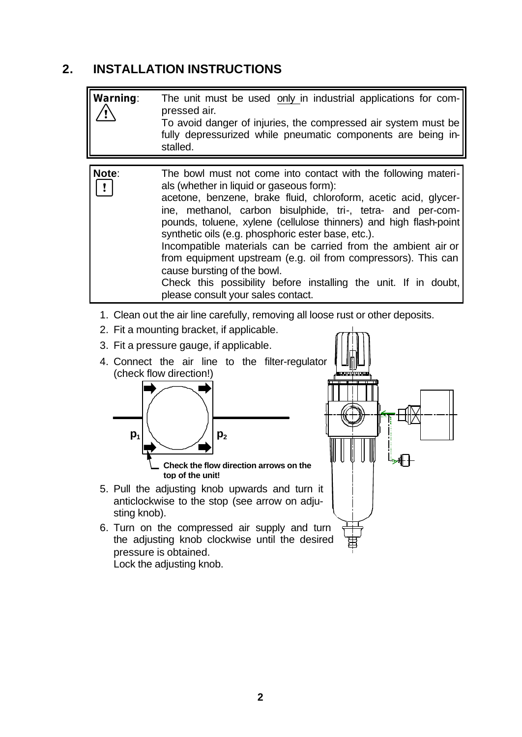## 2. INSTALLATION INSTRUCTIONS

**Warning**: The unit must be used only in industrial applications for compressed air.
To avoid danger of injuries, the compressed air system must be fully depressurized while pneumatic components are being installed.

**Note**: The bowl must not come into contact with the following materials (whether in liquid or gaseous form):
acetone, benzene, brake fluid, chloroform, acetic acid, glycerine, methanol, carbon bisulphide, tri-, tetra- and per-compounds, toluene, xylene (cellulose thinners) and high flash-point synthetic oils (e.g. phosphoric ester base, etc.).
Incompatible materials can be carried from the ambient air or from equipment upstream (e.g. oil from compressors). This can cause bursting of the bowl.
Check this possibility before installing the unit. If in doubt, please consult your sales contact.

1. Clean out the air line carefully, removing all loose rust or other deposits.
2. Fit a mounting bracket, if applicable.
3. Fit a pressure gauge, if applicable.
4. Connect the air line to the filter-regulator (check flow direction!)

$p_1$ $p_2$

**Check the flow direction arrows on the top of the unit!**

5. Pull the adjusting knob upwards and turn it anticlockwise to the stop (see arrow on adjusting knob).
6. Turn on the compressed air supply and turn the adjusting knob clockwise until the desired pressure is obtained.
   Lock the adjusting knob.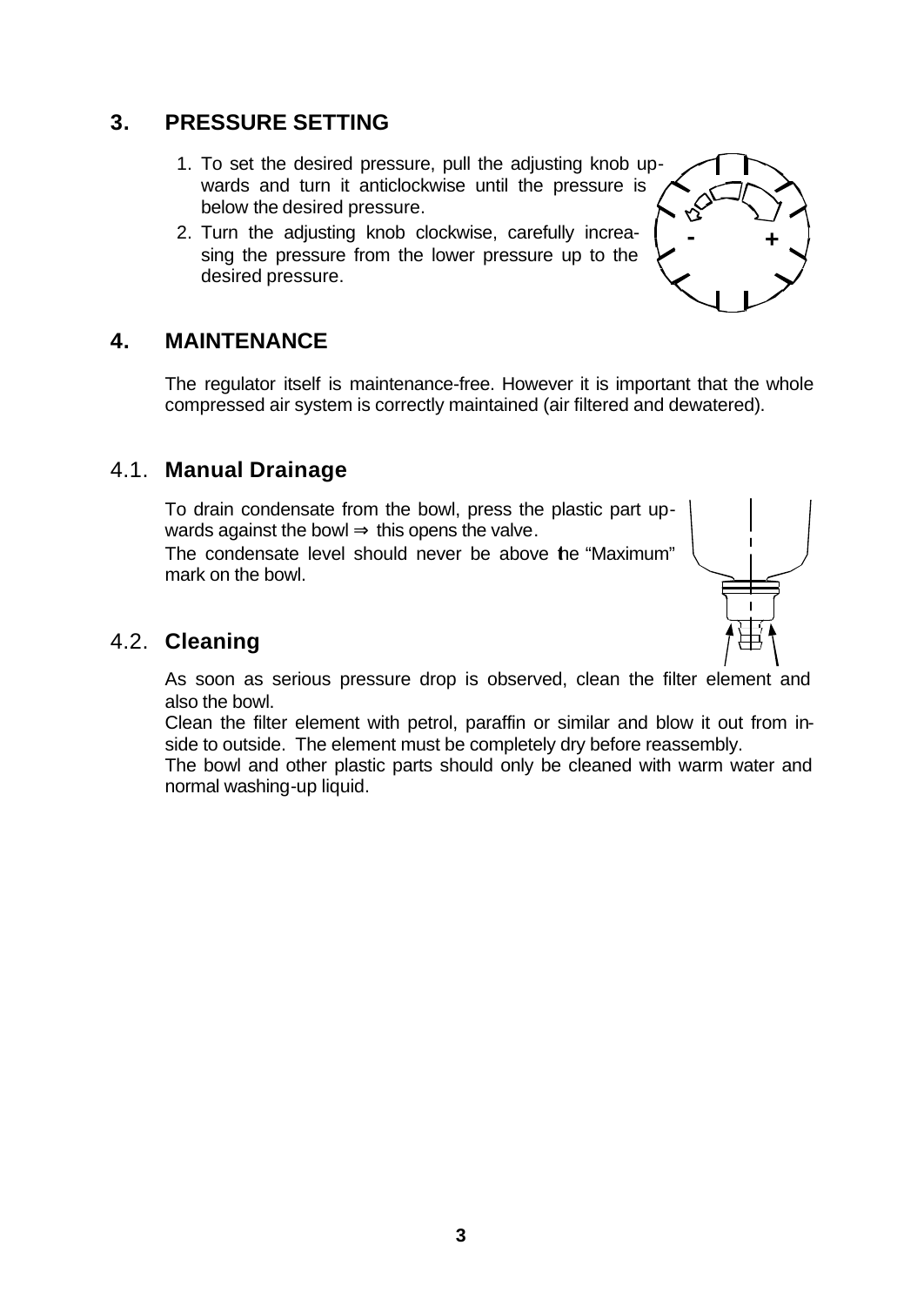## 3. PRESSURE SETTING

1. To set the desired pressure, pull the adjusting knob upwards and turn it anticlockwise until the pressure is below the desired pressure.
2. Turn the adjusting knob clockwise, carefully increasing the pressure from the lower pressure up to the desired pressure.

## 4. MAINTENANCE

The regulator itself is maintenance-free. However it is important that the whole compressed air system is correctly maintained (air filtered and dewatered).

### 4.1. Manual Drainage

To drain condensate from the bowl, press the plastic part upwards against the bowl ⇒ this opens the valve.

The condensate level should never be above the "Maximum" mark on the bowl.

### 4.2. Cleaning

As soon as serious pressure drop is observed, clean the filter element and also the bowl.

Clean the filter element with petrol, paraffin or similar and blow it out from inside to outside. The element must be completely dry before reassembly.

The bowl and other plastic parts should only be cleaned with warm water and normal washing-up liquid.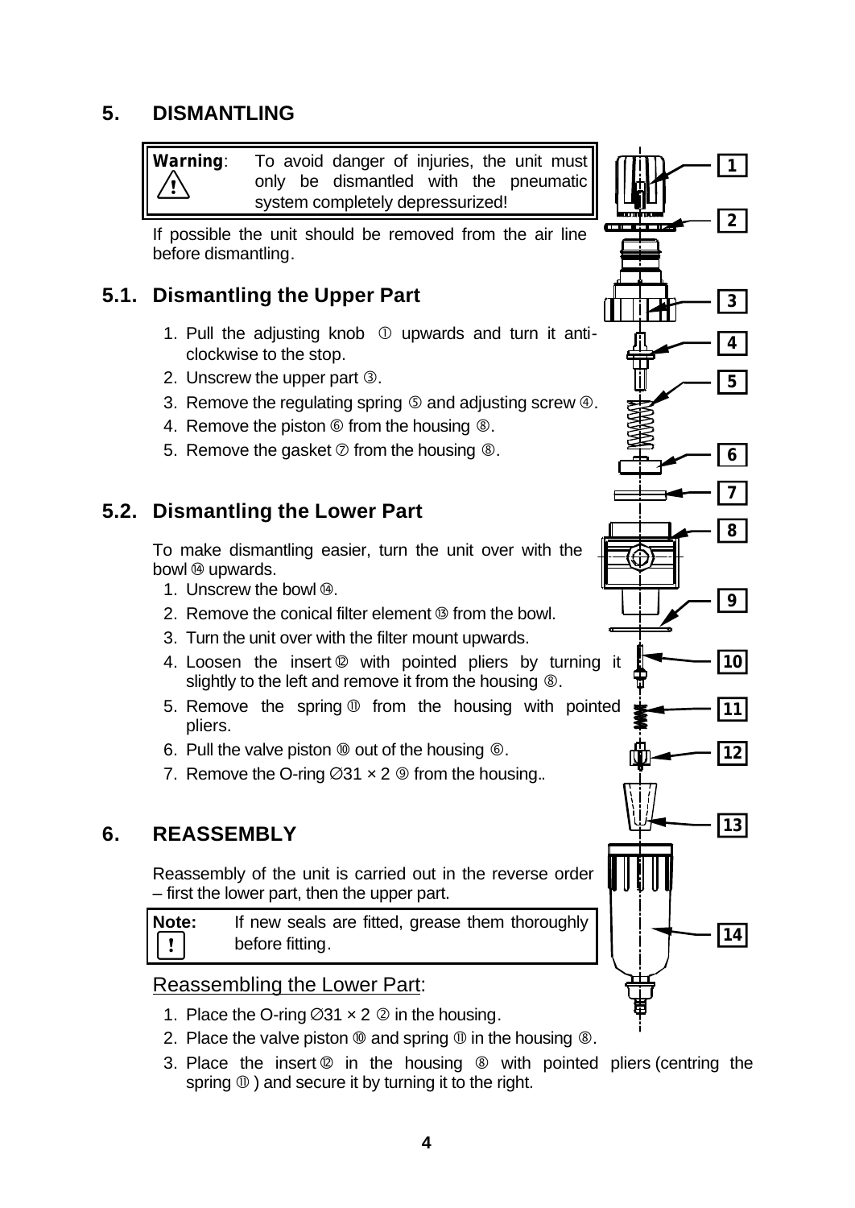# 5. DISMANTLING

> **Warning**: To avoid danger of injuries, the unit must only be dismantled with the pneumatic system completely depressurized!

If possible the unit should be removed from the air line before dismantling.

## 5.1. Dismantling the Upper Part

1. Pull the adjusting knob ① upwards and turn it anti-clockwise to the stop.
2. Unscrew the upper part ③.
3. Remove the regulating spring ⑤ and adjusting screw ④.
4. Remove the piston ⑥ from the housing ⑧.
5. Remove the gasket ⑦ from the housing ⑧.

## 5.2. Dismantling the Lower Part

To make dismantling easier, turn the unit over with the bowl ⑭ upwards.

1. Unscrew the bowl ⑭.
2. Remove the conical filter element ⑬ from the bowl.
3. Turn the unit over with the filter mount upwards.
4. Loosen the insert ⑫ with pointed pliers by turning it slightly to the left and remove it from the housing ⑧.
5. Remove the spring ⑪ from the housing with pointed pliers.
6. Pull the valve piston ⑩ out of the housing ⑥.
7. Remove the O-ring ∅31 × 2 ⑨ from the housing..

1

2

3

4

5

6

7

8

9

10

11

12

13

14

# 6. REASSEMBLY

Reassembly of the unit is carried out in the reverse order – first the lower part, then the upper part.

> **Note:** If new seals are fitted, grease them thoroughly before fitting.

Reassembling the Lower Part:

1. Place the O-ring ∅31 × 2 ② in the housing.
2. Place the valve piston ⑩ and spring ⑪ in the housing ⑧.
3. Place the insert ⑫ in the housing ⑧ with pointed pliers (centring the spring ⑪ ) and secure it by turning it to the right.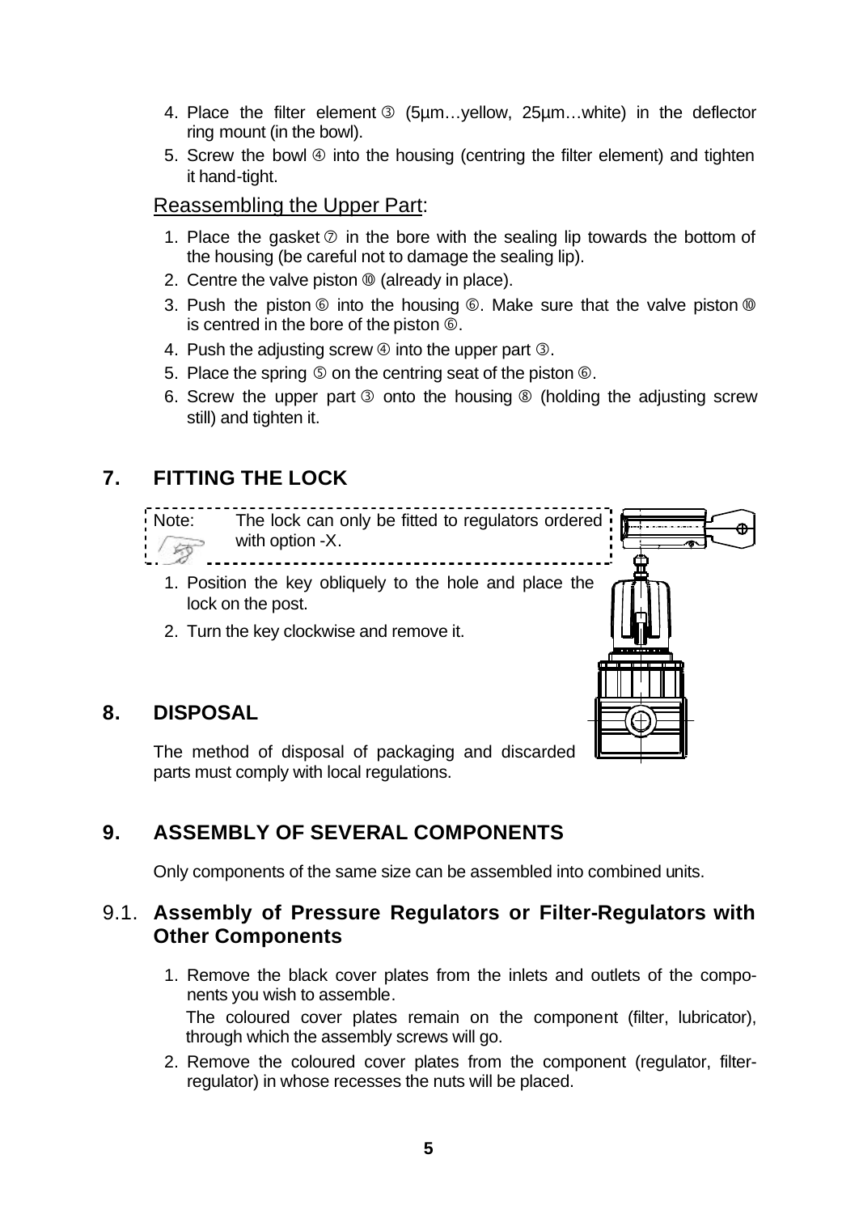4. Place the filter element ③ (5µm…yellow, 25µm…white) in the deflector ring mount (in the bowl).
5. Screw the bowl ④ into the housing (centring the filter element) and tighten it hand-tight.

Reassembling the Upper Part:

1. Place the gasket ⑦ in the bore with the sealing lip towards the bottom of the housing (be careful not to damage the sealing lip).
2. Centre the valve piston ⑩ (already in place).
3. Push the piston ⑥ into the housing ⑥. Make sure that the valve piston ⑩ is centred in the bore of the piston ⑥.
4. Push the adjusting screw ④ into the upper part ③.
5. Place the spring ⑤ on the centring seat of the piston ⑥.
6. Screw the upper part ③ onto the housing ⑧ (holding the adjusting screw still) and tighten it.

## 7. FITTING THE LOCK

Note: The lock can only be fitted to regulators ordered with option -X.

1. Position the key obliquely to the hole and place the lock on the post.
2. Turn the key clockwise and remove it.

## 8. DISPOSAL

The method of disposal of packaging and discarded parts must comply with local regulations.

## 9. ASSEMBLY OF SEVERAL COMPONENTS

Only components of the same size can be assembled into combined units.

### 9.1. Assembly of Pressure Regulators or Filter-Regulators with Other Components

1. Remove the black cover plates from the inlets and outlets of the components you wish to assemble.
   The coloured cover plates remain on the component (filter, lubricator), through which the assembly screws will go.
2. Remove the coloured cover plates from the component (regulator, filter-regulator) in whose recesses the nuts will be placed.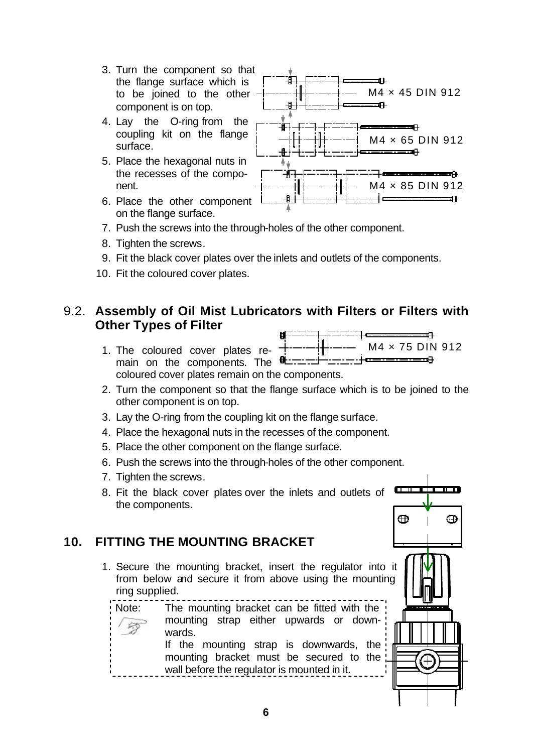3. Turn the component so that the flange surface which is to be joined to the other component is on top.
4. Lay the O-ring from the coupling kit on the flange surface.
5. Place the hexagonal nuts in the recesses of the component.
6. Place the other component on the flange surface.
7. Push the screws into the through-holes of the other component.
8. Tighten the screws.
9. Fit the black cover plates over the inlets and outlets of the components.
10. Fit the coloured cover plates.

M4 × 45 DIN 912

M4 × 65 DIN 912

M4 × 85 DIN 912

## 9.2. Assembly of Oil Mist Lubricators with Filters or Filters with Other Types of Filter

M4 × 75 DIN 912

1. The coloured cover plates remain on the components. The coloured cover plates remain on the components.
2. Turn the component so that the flange surface which is to be joined to the other component is on top.
3. Lay the O-ring from the coupling kit on the flange surface.
4. Place the hexagonal nuts in the recesses of the component.
5. Place the other component on the flange surface.
6. Push the screws into the through-holes of the other component.
7. Tighten the screws.
8. Fit the black cover plates over the inlets and outlets of the components.

# 10. FITTING THE MOUNTING BRACKET

1. Secure the mounting bracket, insert the regulator into it from below and secure it from above using the mounting ring supplied.

> Note: The mounting bracket can be fitted with the mounting strap either upwards or downwards.
> If the mounting strap is downwards, the mounting bracket must be secured to the wall before the regulator is mounted in it.